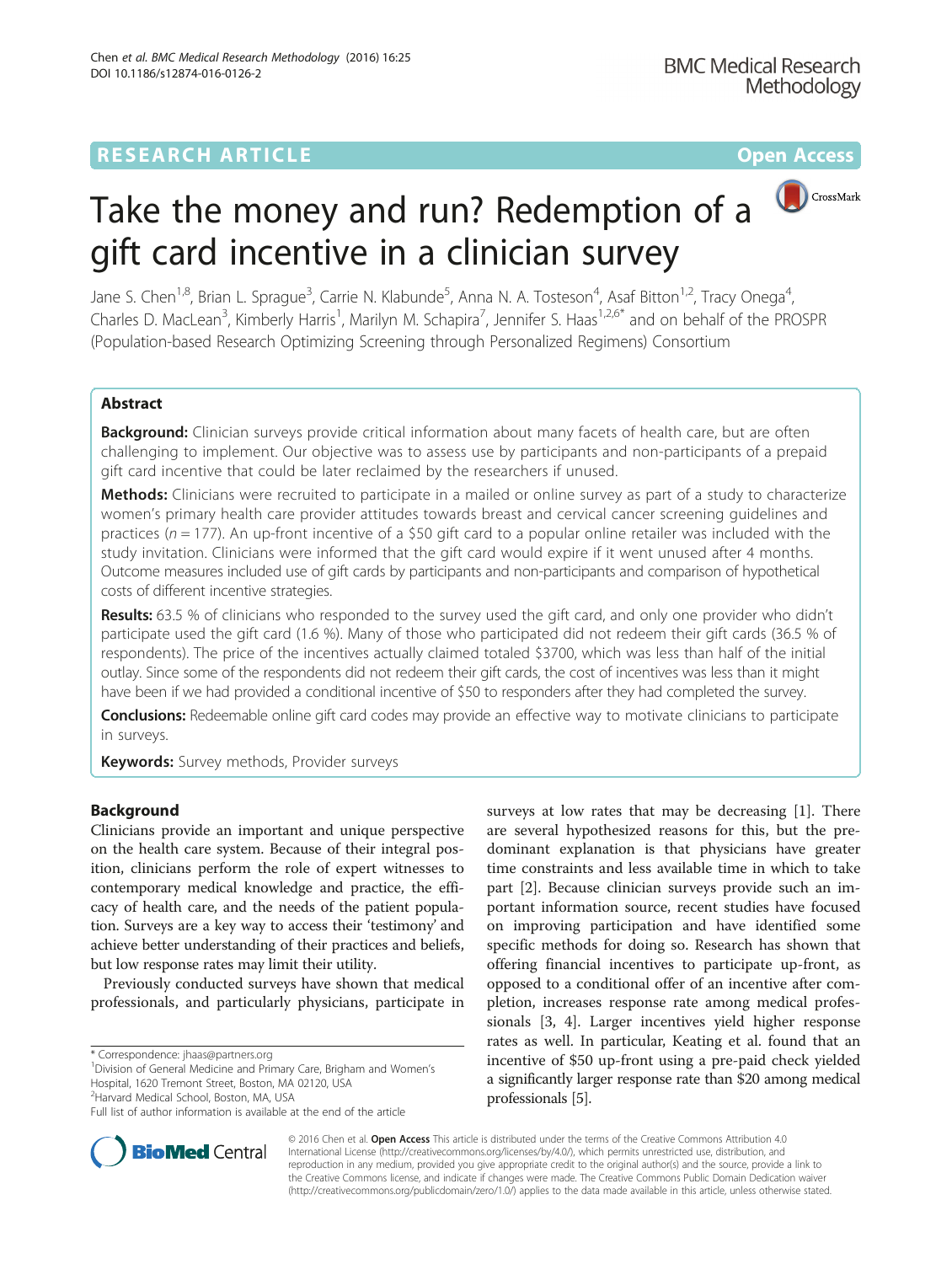RESEARCH ARTICLE

Open Access

# Take the money and run? Redemption of a gift card incentive in a clinician survey

Jane S. Chen[1,8], Brian L. Sprague[3], Carrie N. Klabunde[5], Anna N. A. Tosteson[4], Asaf Bitton[1,2], Tracy Onega[4], Charles D. MacLean[3], Kimberly Harris[1], Marilyn M. Schapira[7], Jennifer S. Haas[1,2,6*] and on behalf of the PROSPR (Population-based Research Optimizing Screening through Personalized Regimens) Consortium

## Abstract

**Background:** Clinician surveys provide critical information about many facets of health care, but are often challenging to implement. Our objective was to assess use by participants and non-participants of a prepaid gift card incentive that could be later reclaimed by the researchers if unused.

**Methods:** Clinicians were recruited to participate in a mailed or online survey as part of a study to characterize women's primary health care provider attitudes towards breast and cervical cancer screening guidelines and practices ($n = 177$). An up-front incentive of a \$50 gift card to a popular online retailer was included with the study invitation. Clinicians were informed that the gift card would expire if it went unused after 4 months. Outcome measures included use of gift cards by participants and non-participants and comparison of hypothetical costs of different incentive strategies.

**Results:** 63.5 % of clinicians who responded to the survey used the gift card, and only one provider who didn't participate used the gift card (1.6 %). Many of those who participated did not redeem their gift cards (36.5 % of respondents). The price of the incentives actually claimed totaled \$3700, which was less than half of the initial outlay. Since some of the respondents did not redeem their gift cards, the cost of incentives was less than it might have been if we had provided a conditional incentive of \$50 to responders after they had completed the survey.

**Conclusions:** Redeemable online gift card codes may provide an effective way to motivate clinicians to participate in surveys.

**Keywords:** Survey methods, Provider surveys

## Background

Clinicians provide an important and unique perspective on the health care system. Because of their integral position, clinicians perform the role of expert witnesses to contemporary medical knowledge and practice, the efficacy of health care, and the needs of the patient population. Surveys are a key way to access their 'testimony' and achieve better understanding of their practices and beliefs, but low response rates may limit their utility.

Previously conducted surveys have shown that medical professionals, and particularly physicians, participate in surveys at low rates that may be decreasing [1]. There are several hypothesized reasons for this, but the predominant explanation is that physicians have greater time constraints and less available time in which to take part [2]. Because clinician surveys provide such an important information source, recent studies have focused on improving participation and have identified some specific methods for doing so. Research has shown that offering financial incentives to participate up-front, as opposed to a conditional offer of an incentive after completion, increases response rate among medical professionals [3, 4]. Larger incentives yield higher response rates as well. In particular, Keating et al. found that an incentive of \$50 up-front using a pre-paid check yielded a significantly larger response rate than \$20 among medical professionals [5].

* Correspondence: jhaas@partners.org
[1]Division of General Medicine and Primary Care, Brigham and Women's Hospital, 1620 Tremont Street, Boston, MA 02120, USA
[2]Harvard Medical School, Boston, MA, USA
Full list of author information is available at the end of the article

© 2016 Chen et al. **Open Access** This article is distributed under the terms of the Creative Commons Attribution 4.0 International License (http://creativecommons.org/licenses/by/4.0/), which permits unrestricted use, distribution, and reproduction in any medium, provided you give appropriate credit to the original author(s) and the source, provide a link to the Creative Commons license, and indicate if changes were made. The Creative Commons Public Domain Dedication waiver (http://creativecommons.org/publicdomain/zero/1.0/) applies to the data made available in this article, unless otherwise stated.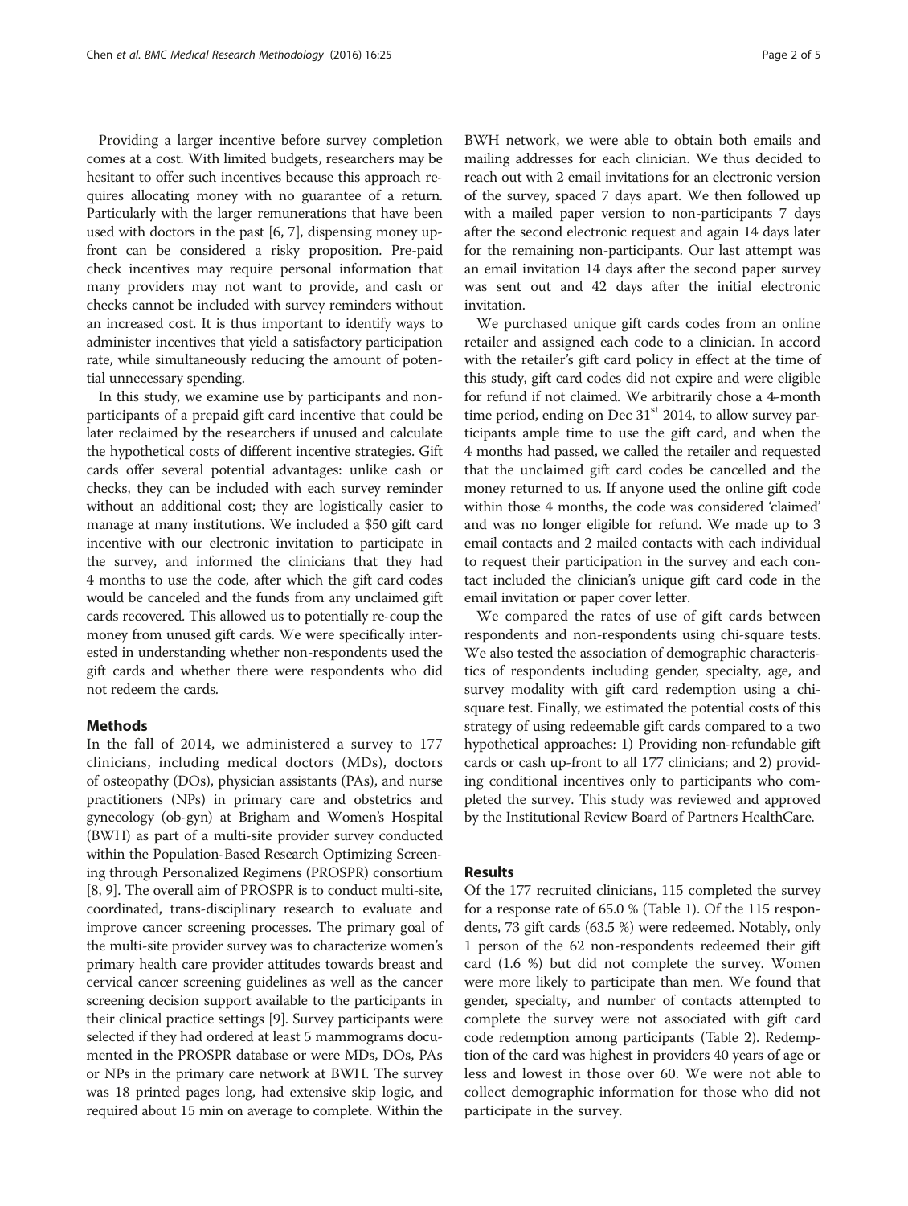Providing a larger incentive before survey completion comes at a cost. With limited budgets, researchers may be hesitant to offer such incentives because this approach requires allocating money with no guarantee of a return. Particularly with the larger remunerations that have been used with doctors in the past [6, 7], dispensing money upfront can be considered a risky proposition. Pre-paid check incentives may require personal information that many providers may not want to provide, and cash or checks cannot be included with survey reminders without an increased cost. It is thus important to identify ways to administer incentives that yield a satisfactory participation rate, while simultaneously reducing the amount of potential unnecessary spending.

In this study, we examine use by participants and non-participants of a prepaid gift card incentive that could be later reclaimed by the researchers if unused and calculate the hypothetical costs of different incentive strategies. Gift cards offer several potential advantages: unlike cash or checks, they can be included with each survey reminder without an additional cost; they are logistically easier to manage at many institutions. We included a \$50 gift card incentive with our electronic invitation to participate in the survey, and informed the clinicians that they had 4 months to use the code, after which the gift card codes would be canceled and the funds from any unclaimed gift cards recovered. This allowed us to potentially re-coup the money from unused gift cards. We were specifically interested in understanding whether non-respondents used the gift cards and whether there were respondents who did not redeem the cards.

## Methods

In the fall of 2014, we administered a survey to 177 clinicians, including medical doctors (MDs), doctors of osteopathy (DOs), physician assistants (PAs), and nurse practitioners (NPs) in primary care and obstetrics and gynecology (ob-gyn) at Brigham and Women's Hospital (BWH) as part of a multi-site provider survey conducted within the Population-Based Research Optimizing Screening through Personalized Regimens (PROSPR) consortium [8, 9]. The overall aim of PROSPR is to conduct multi-site, coordinated, trans-disciplinary research to evaluate and improve cancer screening processes. The primary goal of the multi-site provider survey was to characterize women's primary health care provider attitudes towards breast and cervical cancer screening guidelines as well as the cancer screening decision support available to the participants in their clinical practice settings [9]. Survey participants were selected if they had ordered at least 5 mammograms documented in the PROSPR database or were MDs, DOs, PAs or NPs in the primary care network at BWH. The survey was 18 printed pages long, had extensive skip logic, and required about 15 min on average to complete. Within the BWH network, we were able to obtain both emails and mailing addresses for each clinician. We thus decided to reach out with 2 email invitations for an electronic version of the survey, spaced 7 days apart. We then followed up with a mailed paper version to non-participants 7 days after the second electronic request and again 14 days later for the remaining non-participants. Our last attempt was an email invitation 14 days after the second paper survey was sent out and 42 days after the initial electronic invitation.

We purchased unique gift cards codes from an online retailer and assigned each code to a clinician. In accord with the retailer's gift card policy in effect at the time of this study, gift card codes did not expire and were eligible for refund if not claimed. We arbitrarily chose a 4-month time period, ending on Dec 31st 2014, to allow survey participants ample time to use the gift card, and when the 4 months had passed, we called the retailer and requested that the unclaimed gift card codes be cancelled and the money returned to us. If anyone used the online gift code within those 4 months, the code was considered 'claimed' and was no longer eligible for refund. We made up to 3 email contacts and 2 mailed contacts with each individual to request their participation in the survey and each contact included the clinician's unique gift card code in the email invitation or paper cover letter.

We compared the rates of use of gift cards between respondents and non-respondents using chi-square tests. We also tested the association of demographic characteristics of respondents including gender, specialty, age, and survey modality with gift card redemption using a chi-square test. Finally, we estimated the potential costs of this strategy of using redeemable gift cards compared to a two hypothetical approaches: 1) Providing non-refundable gift cards or cash up-front to all 177 clinicians; and 2) providing conditional incentives only to participants who completed the survey. This study was reviewed and approved by the Institutional Review Board of Partners HealthCare.

## Results

Of the 177 recruited clinicians, 115 completed the survey for a response rate of 65.0 % (Table 1). Of the 115 respondents, 73 gift cards (63.5 %) were redeemed. Notably, only 1 person of the 62 non-respondents redeemed their gift card (1.6 %) but did not complete the survey. Women were more likely to participate than men. We found that gender, specialty, and number of contacts attempted to complete the survey were not associated with gift card redemption among participants (Table 2). Redemption of the card was highest in providers 40 years of age or less and lowest in those over 60. We were not able to collect demographic information for those who did not participate in the survey.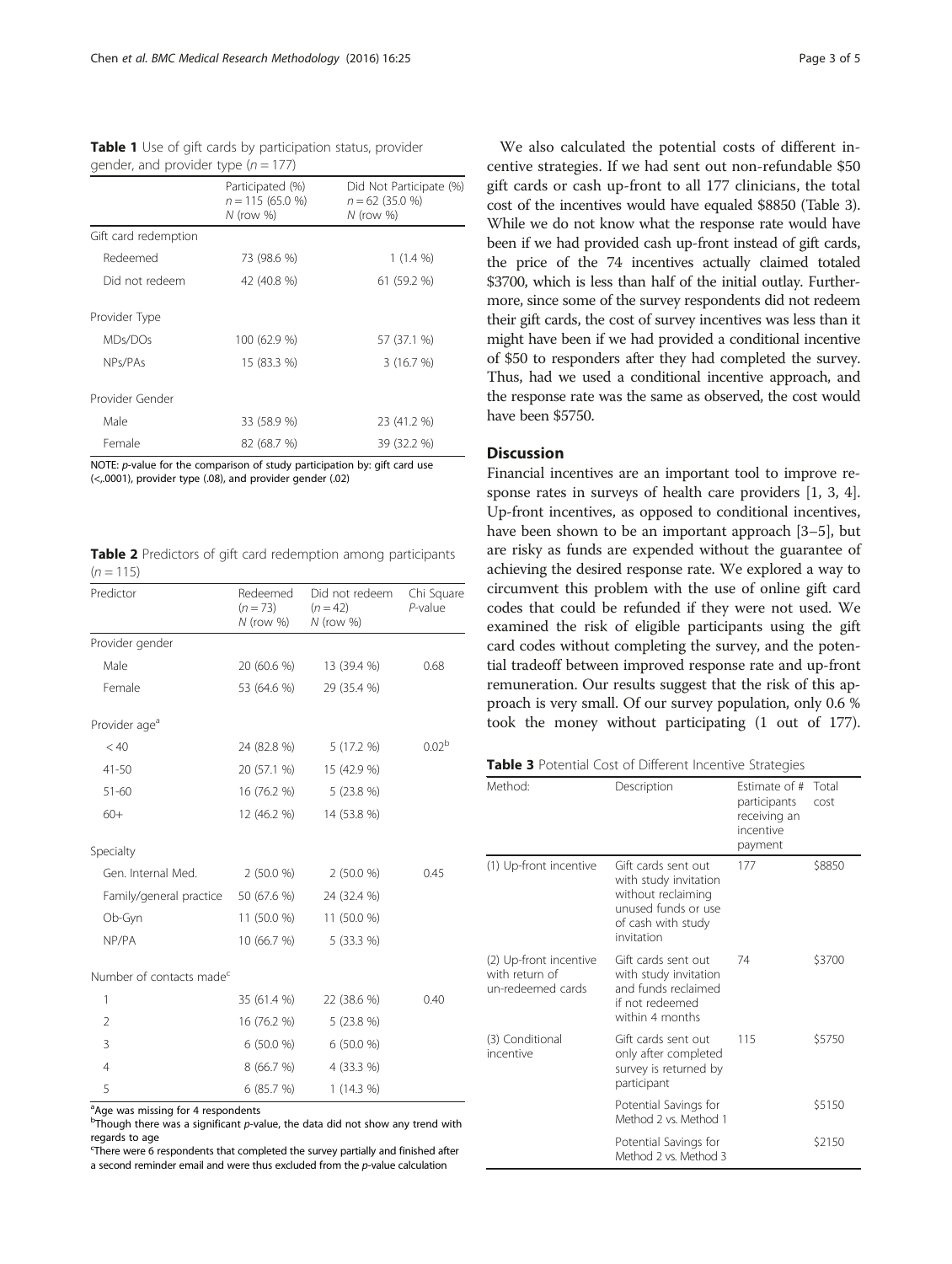**Table 1** Use of gift cards by participation status, provider gender, and provider type ($n = 177$)

| | Participated (%) $n = 115$ (65.0 %) $N$ (row %) | Did Not Participate (%) $n = 62$ (35.0 %) $N$ (row %) |
|---|---|---|
| Gift card redemption | | |
| Redeemed | 73 (98.6 %) | 1 (1.4 %) |
| Did not redeem | 42 (40.8 %) | 61 (59.2 %) |
| Provider Type | | |
| MDs/DOs | 100 (62.9 %) | 57 (37.1 %) |
| NPs/PAs | 15 (83.3 %) | 3 (16.7 %) |
| Provider Gender | | |
| Male | 33 (58.9 %) | 23 (41.2 %) |
| Female | 82 (68.7 %) | 39 (32.2 %) |

NOTE: *p*-value for the comparison of study participation by: gift card use (<,.0001), provider type (.08), and provider gender (.02)

**Table 2** Predictors of gift card redemption among participants ($n = 115$)

| Predictor | Redeemed ($n = 73$) $N$ (row %) | Did not redeem ($n = 42$) $N$ (row %) | Chi Square *P*-value |
|---|---|---|---|
| Provider gender | | | |
| Male | 20 (60.6 %) | 13 (39.4 %) | 0.68 |
| Female | 53 (64.6 %) | 29 (35.4 %) | |
| Provider age[a] | | | |
| < 40 | 24 (82.8 %) | 5 (17.2 %) | 0.02[b] |
| 41-50 | 20 (57.1 %) | 15 (42.9 %) | |
| 51-60 | 16 (76.2 %) | 5 (23.8 %) | |
| 60+ | 12 (46.2 %) | 14 (53.8 %) | |
| Specialty | | | |
| Gen. Internal Med. | 2 (50.0 %) | 2 (50.0 %) | 0.45 |
| Family/general practice | 50 (67.6 %) | 24 (32.4 %) | |
| Ob-Gyn | 11 (50.0 %) | 11 (50.0 %) | |
| NP/PA | 10 (66.7 %) | 5 (33.3 %) | |
| Number of contacts made[c] | | | |
| 1 | 35 (61.4 %) | 22 (38.6 %) | 0.40 |
| 2 | 16 (76.2 %) | 5 (23.8 %) | |
| 3 | 6 (50.0 %) | 6 (50.0 %) | |
| 4 | 8 (66.7 %) | 4 (33.3 %) | |
| 5 | 6 (85.7 %) | 1 (14.3 %) | |

[a]Age was missing for 4 respondents
[b]Though there was a significant *p*-value, the data did not show any trend with regards to age
[c]There were 6 respondents that completed the survey partially and finished after a second reminder email and were thus excluded from the *p*-value calculation

We also calculated the potential costs of different incentive strategies. If we had sent out non-refundable $50 gift cards or cash up-front to all 177 clinicians, the total cost of the incentives would have equaled $8850 (Table 3). While we do not know what the response rate would have been if we had provided cash up-front instead of gift cards, the price of the 74 incentives actually claimed totaled $3700, which is less than half of the initial outlay. Furthermore, since some of the survey respondents did not redeem their gift cards, the cost of survey incentives was less than it might have been if we had provided a conditional incentive of $50 to responders after they had completed the survey. Thus, had we used a conditional incentive approach, and the response rate was the same as observed, the cost would have been $5750.

## Discussion

Financial incentives are an important tool to improve response rates in surveys of health care providers [1, 3, 4]. Up-front incentives, as opposed to conditional incentives, have been shown to be an important approach [3–5], but are risky as funds are expended without the guarantee of achieving the desired response rate. We explored a way to circumvent this problem with the use of online gift card codes that could be refunded if they were not used. We examined the risk of eligible participants using the gift card codes without completing the survey, and the potential tradeoff between improved response rate and up-front remuneration. Our results suggest that the risk of this approach is very small. Of our survey population, only 0.6 % took the money without participating (1 out of 177).

**Table 3** Potential Cost of Different Incentive Strategies

| Method: | Description | Estimate of # participants receiving an incentive payment | Total cost |
|---|---|---|---|
| (1) Up-front incentive | Gift cards sent out with study invitation without reclaiming unused funds or use of cash with study invitation | 177 | $8850 |
| (2) Up-front incentive with return of un-redeemed cards | Gift cards sent out with study invitation and funds reclaimed if not redeemed within 4 months | 74 | $3700 |
| (3) Conditional incentive | Gift cards sent out only after completed survey is returned by participant | 115 | $5750 |
| | Potential Savings for Method 2 vs. Method 1 | | $5150 |
| | Potential Savings for Method 2 vs. Method 3 | | $2150 |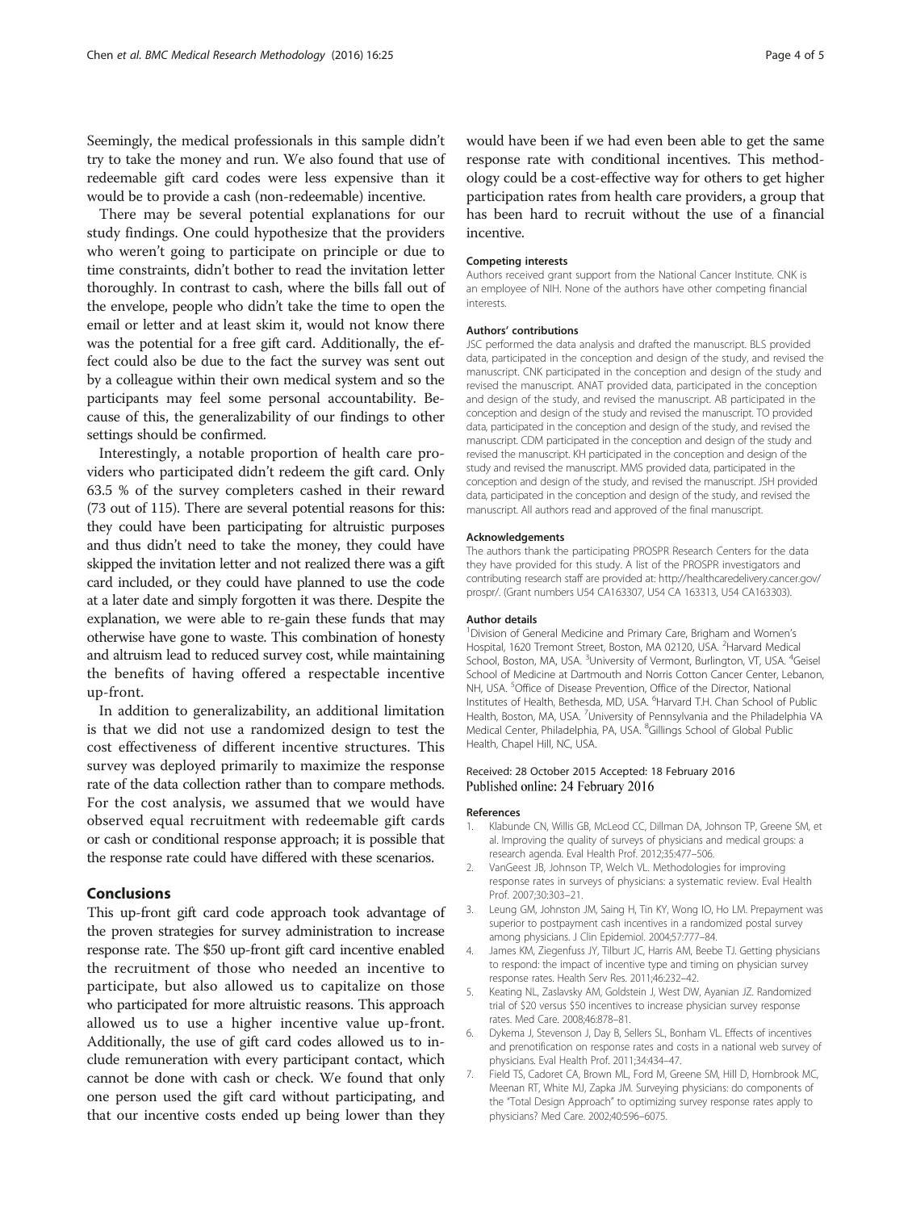Seemingly, the medical professionals in this sample didn't try to take the money and run. We also found that use of redeemable gift card codes were less expensive than it would be to provide a cash (non-redeemable) incentive.

There may be several potential explanations for our study findings. One could hypothesize that the providers who weren't going to participate on principle or due to time constraints, didn't bother to read the invitation letter thoroughly. In contrast to cash, where the bills fall out of the envelope, people who didn't take the time to open the email or letter and at least skim it, would not know there was the potential for a free gift card. Additionally, the effect could also be due to the fact the survey was sent out by a colleague within their own medical system and so the participants may feel some personal accountability. Because of this, the generalizability of our findings to other settings should be confirmed.

Interestingly, a notable proportion of health care providers who participated didn't redeem the gift card. Only 63.5 % of the survey completers cashed in their reward (73 out of 115). There are several potential reasons for this: they could have been participating for altruistic purposes and thus didn't need to take the money, they could have skipped the invitation letter and not realized there was a gift card included, or they could have planned to use the code at a later date and simply forgotten it was there. Despite the explanation, we were able to re-gain these funds that may otherwise have gone to waste. This combination of honesty and altruism lead to reduced survey cost, while maintaining the benefits of having offered a respectable incentive up-front.

In addition to generalizability, an additional limitation is that we did not use a randomized design to test the cost effectiveness of different incentive structures. This survey was deployed primarily to maximize the response rate of the data collection rather than to compare methods. For the cost analysis, we assumed that we would have observed equal recruitment with redeemable gift cards or cash or conditional response approach; it is possible that the response rate could have differed with these scenarios.

## Conclusions

This up-front gift card code approach took advantage of the proven strategies for survey administration to increase response rate. The $50 up-front gift card incentive enabled the recruitment of those who needed an incentive to participate, but also allowed us to capitalize on those who participated for more altruistic reasons. This approach allowed us to use a higher incentive value up-front. Additionally, the use of gift card codes allowed us to include remuneration with every participant contact, which cannot be done with cash or check. We found that only one person used the gift card without participating, and that our incentive costs ended up being lower than they would have been if we had even been able to get the same response rate with conditional incentives. This methodology could be a cost-effective way for others to get higher participation rates from health care providers, a group that has been hard to recruit without the use of a financial incentive.

#### Competing interests

Authors received grant support from the National Cancer Institute. CNK is an employee of NIH. None of the authors have other competing financial interests.

#### Authors' contributions

JSC performed the data analysis and drafted the manuscript. BLS provided data, participated in the conception and design of the study, and revised the manuscript. CNK participated in the conception and design of the study and revised the manuscript. ANAT provided data, participated in the conception and design of the study, and revised the manuscript. AB participated in the conception and design of the study and revised the manuscript. TO provided data, participated in the conception and design of the study, and revised the manuscript. CDM participated in the conception and design of the study and revised the manuscript. KH participated in the conception and design of the study and revised the manuscript. MMS provided data, participated in the conception and design of the study, and revised the manuscript. JSH provided data, participated in the conception and design of the study, and revised the manuscript. All authors read and approved of the final manuscript.

#### Acknowledgements

The authors thank the participating PROSPR Research Centers for the data they have provided for this study. A list of the PROSPR investigators and contributing research staff are provided at: http://healthcaredelivery.cancer.gov/prospr/. (Grant numbers U54 CA163307, U54 CA 163313, U54 CA163303).

#### Author details

[1]Division of General Medicine and Primary Care, Brigham and Women's Hospital, 1620 Tremont Street, Boston, MA 02120, USA. [2]Harvard Medical School, Boston, MA, USA. [3]University of Vermont, Burlington, VT, USA. [4]Geisel School of Medicine at Dartmouth and Norris Cotton Cancer Center, Lebanon, NH, USA. [5]Office of Disease Prevention, Office of the Director, National Institutes of Health, Bethesda, MD, USA. [6]Harvard T.H. Chan School of Public Health, Boston, MA, USA. [7]University of Pennsylvania and the Philadelphia VA Medical Center, Philadelphia, PA, USA. [8]Gillings School of Global Public Health, Chapel Hill, NC, USA.

Received: 28 October 2015 Accepted: 18 February 2016
Published online: 24 February 2016

#### References

1. Klabunde CN, Willis GB, McLeod CC, Dillman DA, Johnson TP, Greene SM, et al. Improving the quality of surveys of physicians and medical groups: a research agenda. Eval Health Prof. 2012;35:477–506.
2. VanGeest JB, Johnson TP, Welch VL. Methodologies for improving response rates in surveys of physicians: a systematic review. Eval Health Prof. 2007;30:303–21.
3. Leung GM, Johnston JM, Saing H, Tin KY, Wong IO, Ho LM. Prepayment was superior to postpayment cash incentives in a randomized postal survey among physicians. J Clin Epidemiol. 2004;57:777–84.
4. James KM, Ziegenfuss JY, Tilburt JC, Harris AM, Beebe TJ. Getting physicians to respond: the impact of incentive type and timing on physician survey response rates. Health Serv Res. 2011;46:232–42.
5. Keating NL, Zaslavsky AM, Goldstein J, West DW, Ayanian JZ. Randomized trial of $20 versus $50 incentives to increase physician survey response rates. Med Care. 2008;46:878–81.
6. Dykema J, Stevenson J, Day B, Sellers SL, Bonham VL. Effects of incentives and prenotification on response rates and costs in a national web survey of physicians. Eval Health Prof. 2011;34:434–47.
7. Field TS, Cadoret CA, Brown ML, Ford M, Greene SM, Hill D, Hornbrook MC, Meenan RT, White MJ, Zapka JM. Surveying physicians: do components of the "Total Design Approach" to optimizing survey response rates apply to physicians? Med Care. 2002;40:596–6075.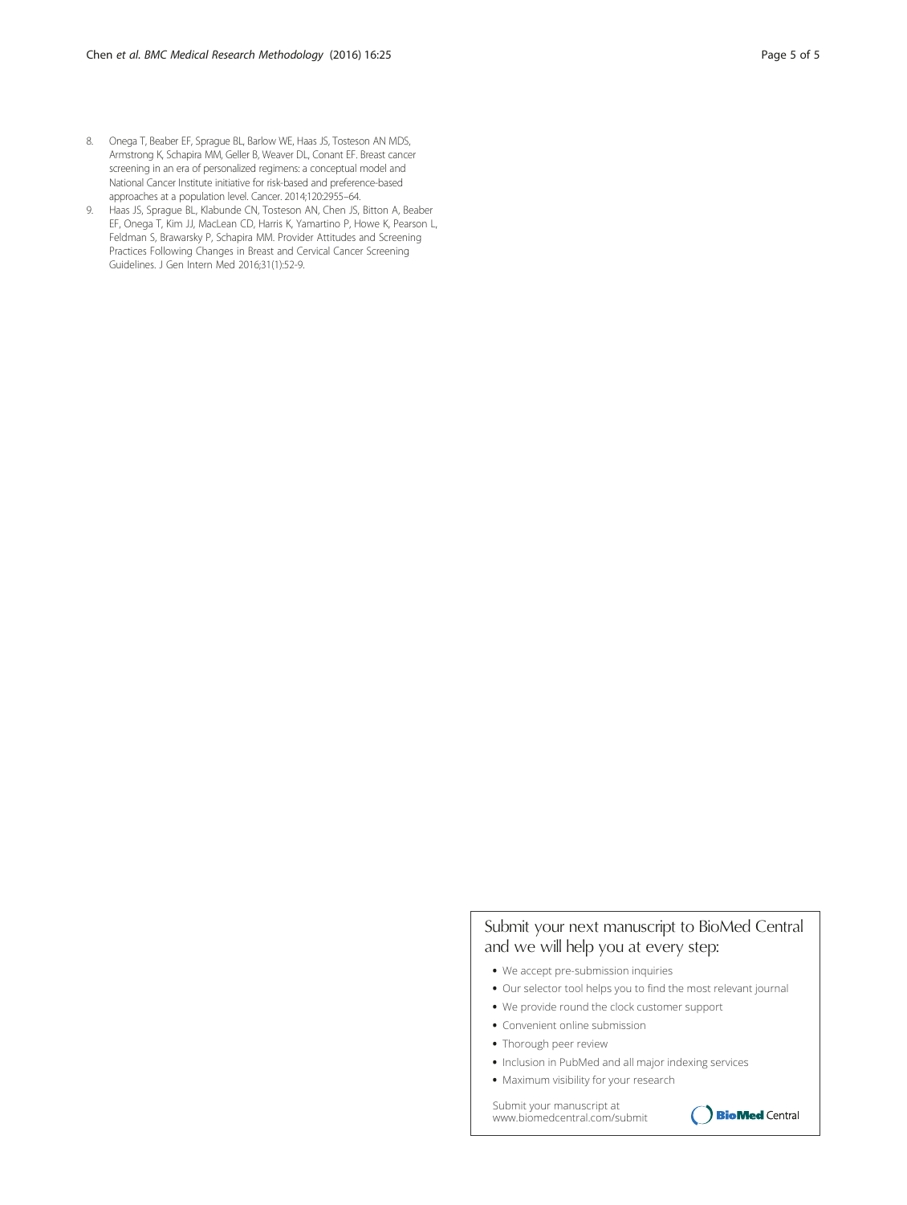8. Onega T, Beaber EF, Sprague BL, Barlow WE, Haas JS, Tosteson AN MDS, Armstrong K, Schapira MM, Geller B, Weaver DL, Conant EF. Breast cancer screening in an era of personalized regimens: a conceptual model and National Cancer Institute initiative for risk-based and preference-based approaches at a population level. Cancer. 2014;120:2955–64.
9. Haas JS, Sprague BL, Klabunde CN, Tosteson AN, Chen JS, Bitton A, Beaber EF, Onega T, Kim JJ, MacLean CD, Harris K, Yamartino P, Howe K, Pearson L, Feldman S, Brawarsky P, Schapira MM. Provider Attitudes and Screening Practices Following Changes in Breast and Cervical Cancer Screening Guidelines. J Gen Intern Med 2016;31(1):52-9.

Submit your next manuscript to BioMed Central and we will help you at every step:

- We accept pre-submission inquiries
- Our selector tool helps you to find the most relevant journal
- We provide round the clock customer support
- Convenient online submission
- Thorough peer review
- Inclusion in PubMed and all major indexing services
- Maximum visibility for your research

Submit your manuscript at
www.biomedcentral.com/submit

BioMed Central